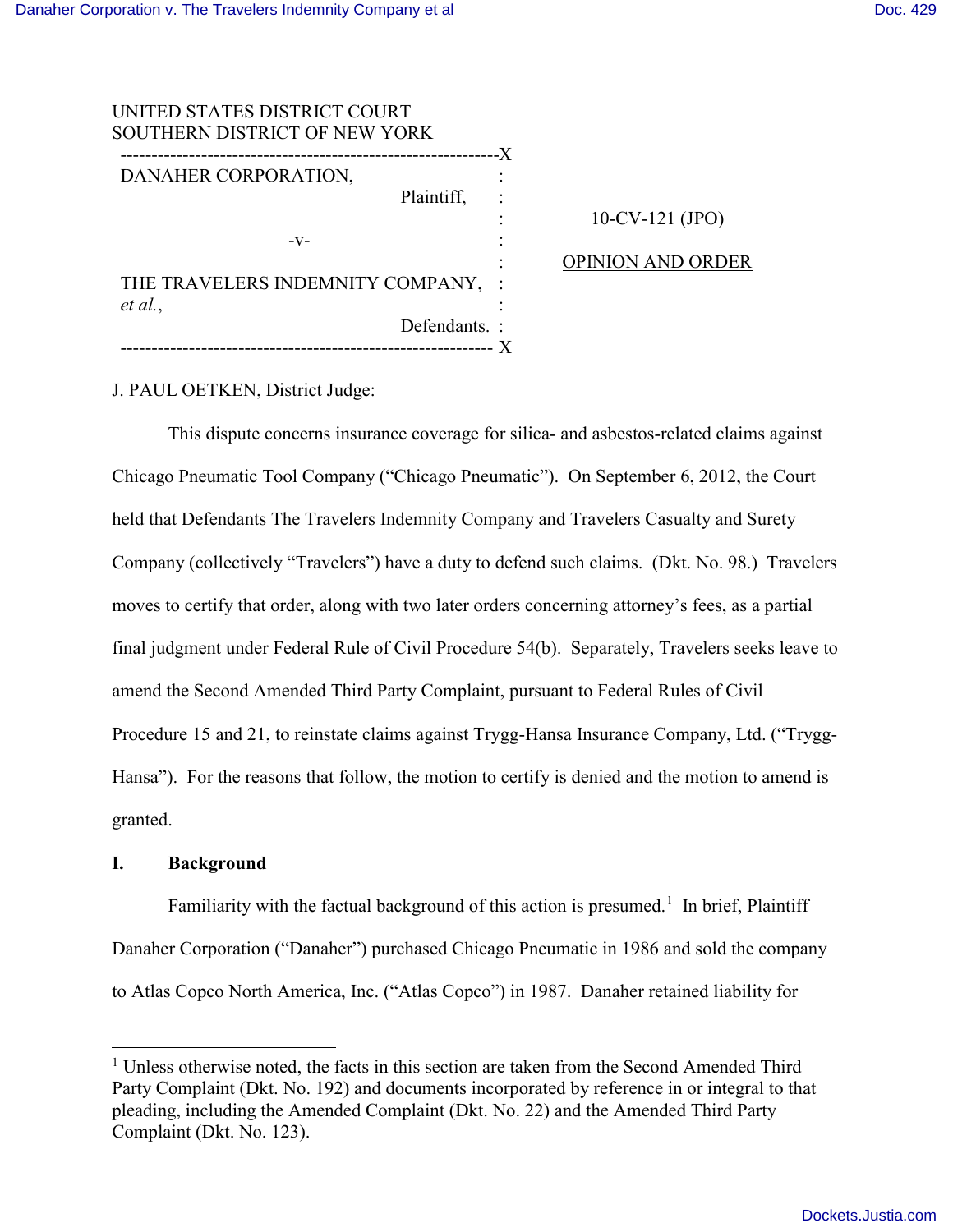UNITED STATES DISTRICT COURT
SOUTHERN DISTRICT OF NEW YORK

| | | |
|---|---|---|
| DANAHER CORPORATION, Plaintiff, | : | 10-CV-121 (JPO) |
| -v- | : | OPINION AND ORDER |
| THE TRAVELERS INDEMNITY COMPANY, *et al.*, Defendants. | : | |

J. PAUL OETKEN, District Judge:

This dispute concerns insurance coverage for silica- and asbestos-related claims against Chicago Pneumatic Tool Company ("Chicago Pneumatic"). On September 6, 2012, the Court held that Defendants The Travelers Indemnity Company and Travelers Casualty and Surety Company (collectively "Travelers") have a duty to defend such claims. (Dkt. No. 98.) Travelers moves to certify that order, along with two later orders concerning attorney's fees, as a partial final judgment under Federal Rule of Civil Procedure 54(b). Separately, Travelers seeks leave to amend the Second Amended Third Party Complaint, pursuant to Federal Rules of Civil Procedure 15 and 21, to reinstate claims against Trygg-Hansa Insurance Company, Ltd. ("Trygg-Hansa"). For the reasons that follow, the motion to certify is denied and the motion to amend is granted.

## I. Background

Familiarity with the factual background of this action is presumed.[1] In brief, Plaintiff Danaher Corporation ("Danaher") purchased Chicago Pneumatic in 1986 and sold the company to Atlas Copco North America, Inc. ("Atlas Copco") in 1987. Danaher retained liability for

[1] Unless otherwise noted, the facts in this section are taken from the Second Amended Third Party Complaint (Dkt. No. 192) and documents incorporated by reference in or integral to that pleading, including the Amended Complaint (Dkt. No. 22) and the Amended Third Party Complaint (Dkt. No. 123).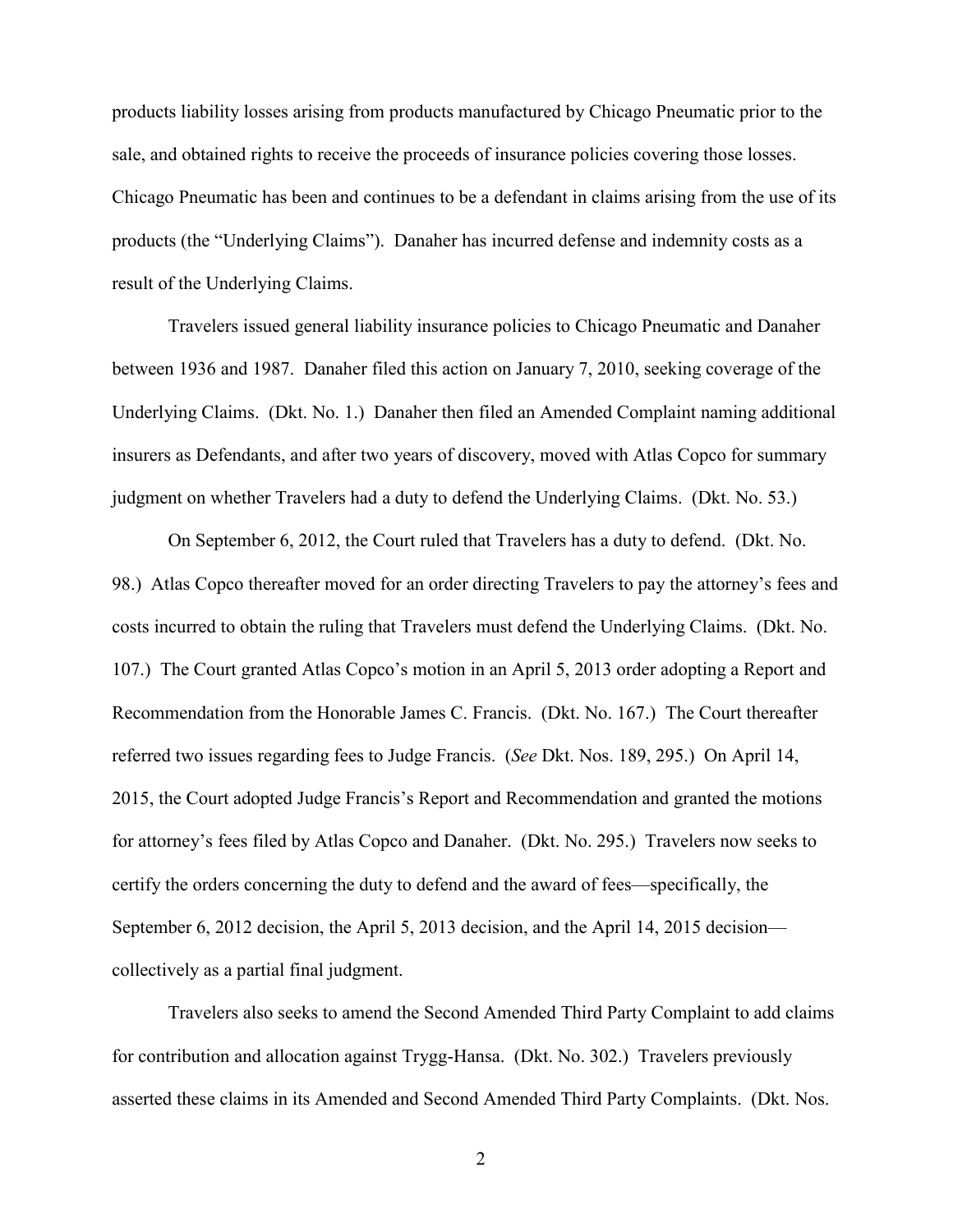products liability losses arising from products manufactured by Chicago Pneumatic prior to the sale, and obtained rights to receive the proceeds of insurance policies covering those losses. Chicago Pneumatic has been and continues to be a defendant in claims arising from the use of its products (the "Underlying Claims"). Danaher has incurred defense and indemnity costs as a result of the Underlying Claims.

Travelers issued general liability insurance policies to Chicago Pneumatic and Danaher between 1936 and 1987. Danaher filed this action on January 7, 2010, seeking coverage of the Underlying Claims. (Dkt. No. 1.) Danaher then filed an Amended Complaint naming additional insurers as Defendants, and after two years of discovery, moved with Atlas Copco for summary judgment on whether Travelers had a duty to defend the Underlying Claims. (Dkt. No. 53.)

On September 6, 2012, the Court ruled that Travelers has a duty to defend. (Dkt. No. 98.) Atlas Copco thereafter moved for an order directing Travelers to pay the attorney's fees and costs incurred to obtain the ruling that Travelers must defend the Underlying Claims. (Dkt. No. 107.) The Court granted Atlas Copco's motion in an April 5, 2013 order adopting a Report and Recommendation from the Honorable James C. Francis. (Dkt. No. 167.) The Court thereafter referred two issues regarding fees to Judge Francis. (*See* Dkt. Nos. 189, 295.) On April 14, 2015, the Court adopted Judge Francis's Report and Recommendation and granted the motions for attorney's fees filed by Atlas Copco and Danaher. (Dkt. No. 295.) Travelers now seeks to certify the orders concerning the duty to defend and the award of fees—specifically, the September 6, 2012 decision, the April 5, 2013 decision, and the April 14, 2015 decision—collectively as a partial final judgment.

Travelers also seeks to amend the Second Amended Third Party Complaint to add claims for contribution and allocation against Trygg-Hansa. (Dkt. No. 302.) Travelers previously asserted these claims in its Amended and Second Amended Third Party Complaints. (Dkt. Nos.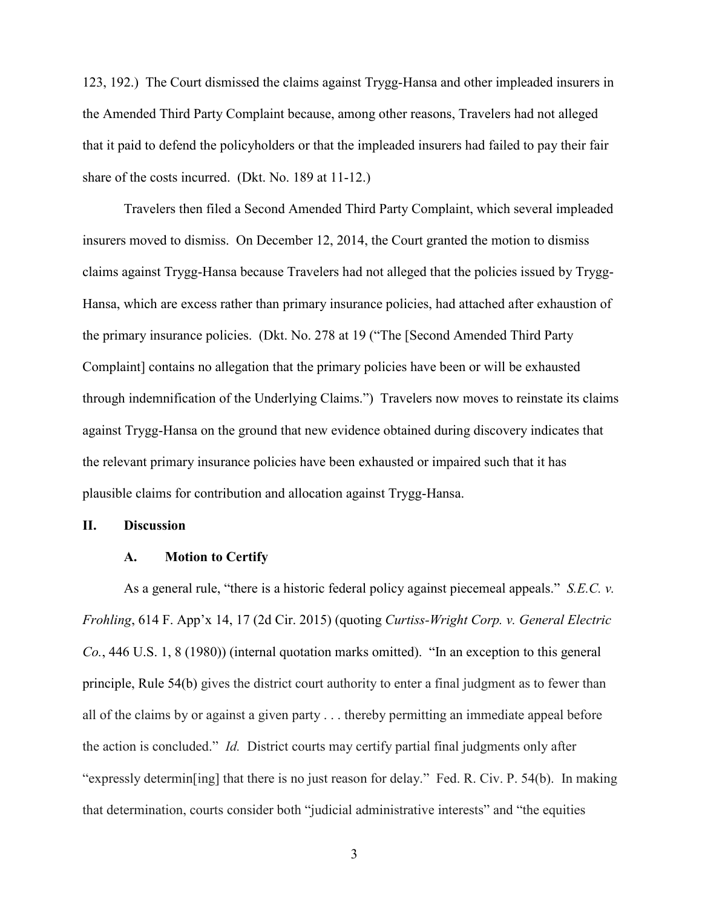123, 192.) The Court dismissed the claims against Trygg-Hansa and other impleaded insurers in the Amended Third Party Complaint because, among other reasons, Travelers had not alleged that it paid to defend the policyholders or that the impleaded insurers had failed to pay their fair share of the costs incurred. (Dkt. No. 189 at 11-12.)

Travelers then filed a Second Amended Third Party Complaint, which several impleaded insurers moved to dismiss. On December 12, 2014, the Court granted the motion to dismiss claims against Trygg-Hansa because Travelers had not alleged that the policies issued by Trygg-Hansa, which are excess rather than primary insurance policies, had attached after exhaustion of the primary insurance policies. (Dkt. No. 278 at 19 ("The [Second Amended Third Party Complaint] contains no allegation that the primary policies have been or will be exhausted through indemnification of the Underlying Claims.") Travelers now moves to reinstate its claims against Trygg-Hansa on the ground that new evidence obtained during discovery indicates that the relevant primary insurance policies have been exhausted or impaired such that it has plausible claims for contribution and allocation against Trygg-Hansa.

## II. Discussion

### A. Motion to Certify

As a general rule, "there is a historic federal policy against piecemeal appeals." *S.E.C. v. Frohling*, 614 F. App'x 14, 17 (2d Cir. 2015) (quoting *Curtiss-Wright Corp. v. General Electric Co.*, 446 U.S. 1, 8 (1980)) (internal quotation marks omitted). "In an exception to this general principle, Rule 54(b) gives the district court authority to enter a final judgment as to fewer than all of the claims by or against a given party . . . thereby permitting an immediate appeal before the action is concluded." *Id.* District courts may certify partial final judgments only after "expressly determin[ing] that there is no just reason for delay." Fed. R. Civ. P. 54(b). In making that determination, courts consider both "judicial administrative interests" and "the equities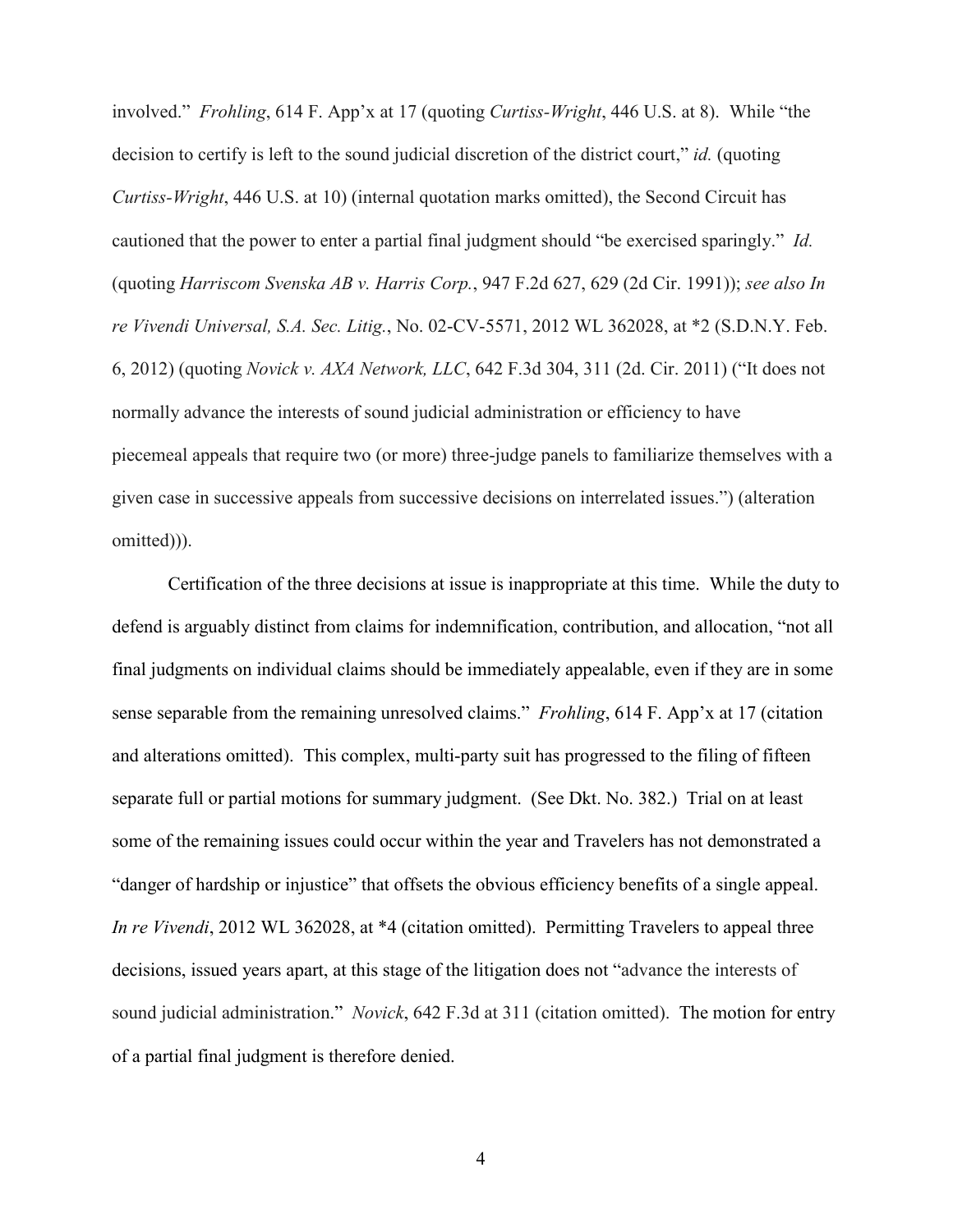involved." *Frohling*, 614 F. App'x at 17 (quoting *Curtiss-Wright*, 446 U.S. at 8). While "the decision to certify is left to the sound judicial discretion of the district court," *id.* (quoting *Curtiss-Wright*, 446 U.S. at 10) (internal quotation marks omitted), the Second Circuit has cautioned that the power to enter a partial final judgment should "be exercised sparingly." *Id.* (quoting *Harriscom Svenska AB v. Harris Corp.*, 947 F.2d 627, 629 (2d Cir. 1991)); *see also In re Vivendi Universal, S.A. Sec. Litig.*, No. 02-CV-5571, 2012 WL 362028, at *2 (S.D.N.Y. Feb. 6, 2012) (quoting *Novick v. AXA Network, LLC*, 642 F.3d 304, 311 (2d. Cir. 2011) ("It does not normally advance the interests of sound judicial administration or efficiency to have piecemeal appeals that require two (or more) three-judge panels to familiarize themselves with a given case in successive appeals from successive decisions on interrelated issues.") (alteration omitted))).

Certification of the three decisions at issue is inappropriate at this time. While the duty to defend is arguably distinct from claims for indemnification, contribution, and allocation, "not all final judgments on individual claims should be immediately appealable, even if they are in some sense separable from the remaining unresolved claims." *Frohling*, 614 F. App'x at 17 (citation and alterations omitted). This complex, multi-party suit has progressed to the filing of fifteen separate full or partial motions for summary judgment. (See Dkt. No. 382.) Trial on at least some of the remaining issues could occur within the year and Travelers has not demonstrated a "danger of hardship or injustice" that offsets the obvious efficiency benefits of a single appeal. *In re Vivendi*, 2012 WL 362028, at *4 (citation omitted). Permitting Travelers to appeal three decisions, issued years apart, at this stage of the litigation does not "advance the interests of sound judicial administration." *Novick*, 642 F.3d at 311 (citation omitted). The motion for entry of a partial final judgment is therefore denied.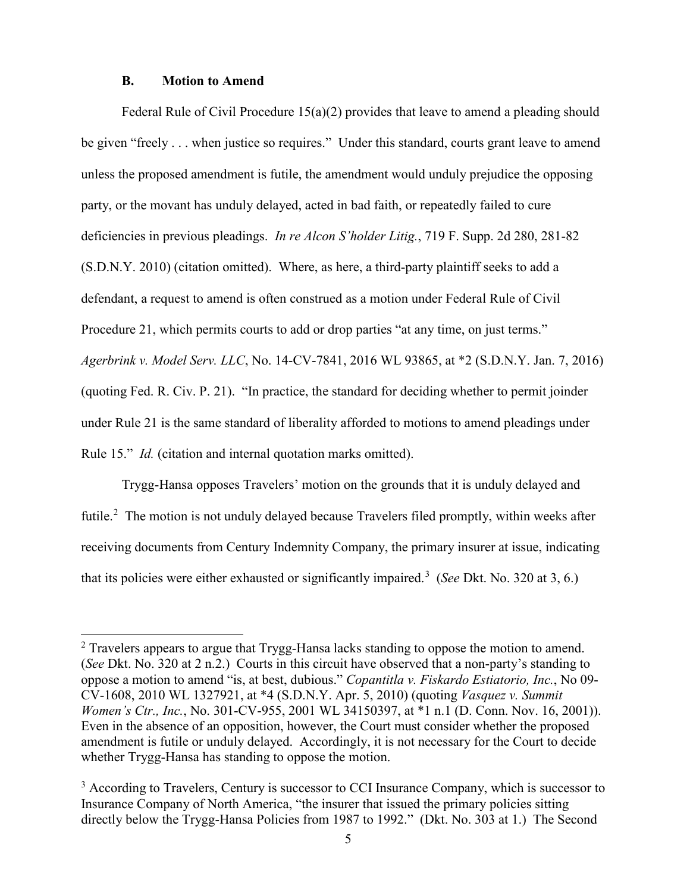### B. Motion to Amend

Federal Rule of Civil Procedure 15(a)(2) provides that leave to amend a pleading should be given "freely . . . when justice so requires." Under this standard, courts grant leave to amend unless the proposed amendment is futile, the amendment would unduly prejudice the opposing party, or the movant has unduly delayed, acted in bad faith, or repeatedly failed to cure deficiencies in previous pleadings. *In re Alcon S'holder Litig.*, 719 F. Supp. 2d 280, 281-82 (S.D.N.Y. 2010) (citation omitted). Where, as here, a third-party plaintiff seeks to add a defendant, a request to amend is often construed as a motion under Federal Rule of Civil Procedure 21, which permits courts to add or drop parties "at any time, on just terms." *Agerbrink v. Model Serv. LLC*, No. 14-CV-7841, 2016 WL 93865, at *2 (S.D.N.Y. Jan. 7, 2016) (quoting Fed. R. Civ. P. 21). "In practice, the standard for deciding whether to permit joinder under Rule 21 is the same standard of liberality afforded to motions to amend pleadings under Rule 15." *Id.* (citation and internal quotation marks omitted).

Trygg-Hansa opposes Travelers' motion on the grounds that it is unduly delayed and futile.[2] The motion is not unduly delayed because Travelers filed promptly, within weeks after receiving documents from Century Indemnity Company, the primary insurer at issue, indicating that its policies were either exhausted or significantly impaired.[3] (*See* Dkt. No. 320 at 3, 6.)

[2] Travelers appears to argue that Trygg-Hansa lacks standing to oppose the motion to amend. (*See* Dkt. No. 320 at 2 n.2.) Courts in this circuit have observed that a non-party's standing to oppose a motion to amend "is, at best, dubious." *Copantitla v. Fiskardo Estiatorio, Inc.*, No 09-CV-1608, 2010 WL 1327921, at *4 (S.D.N.Y. Apr. 5, 2010) (quoting *Vasquez v. Summit Women's Ctr., Inc.*, No. 301-CV-955, 2001 WL 34150397, at *1 n.1 (D. Conn. Nov. 16, 2001)). Even in the absence of an opposition, however, the Court must consider whether the proposed amendment is futile or unduly delayed. Accordingly, it is not necessary for the Court to decide whether Trygg-Hansa has standing to oppose the motion.

[3] According to Travelers, Century is successor to CCI Insurance Company, which is successor to Insurance Company of North America, "the insurer that issued the primary policies sitting directly below the Trygg-Hansa Policies from 1987 to 1992." (Dkt. No. 303 at 1.) The Second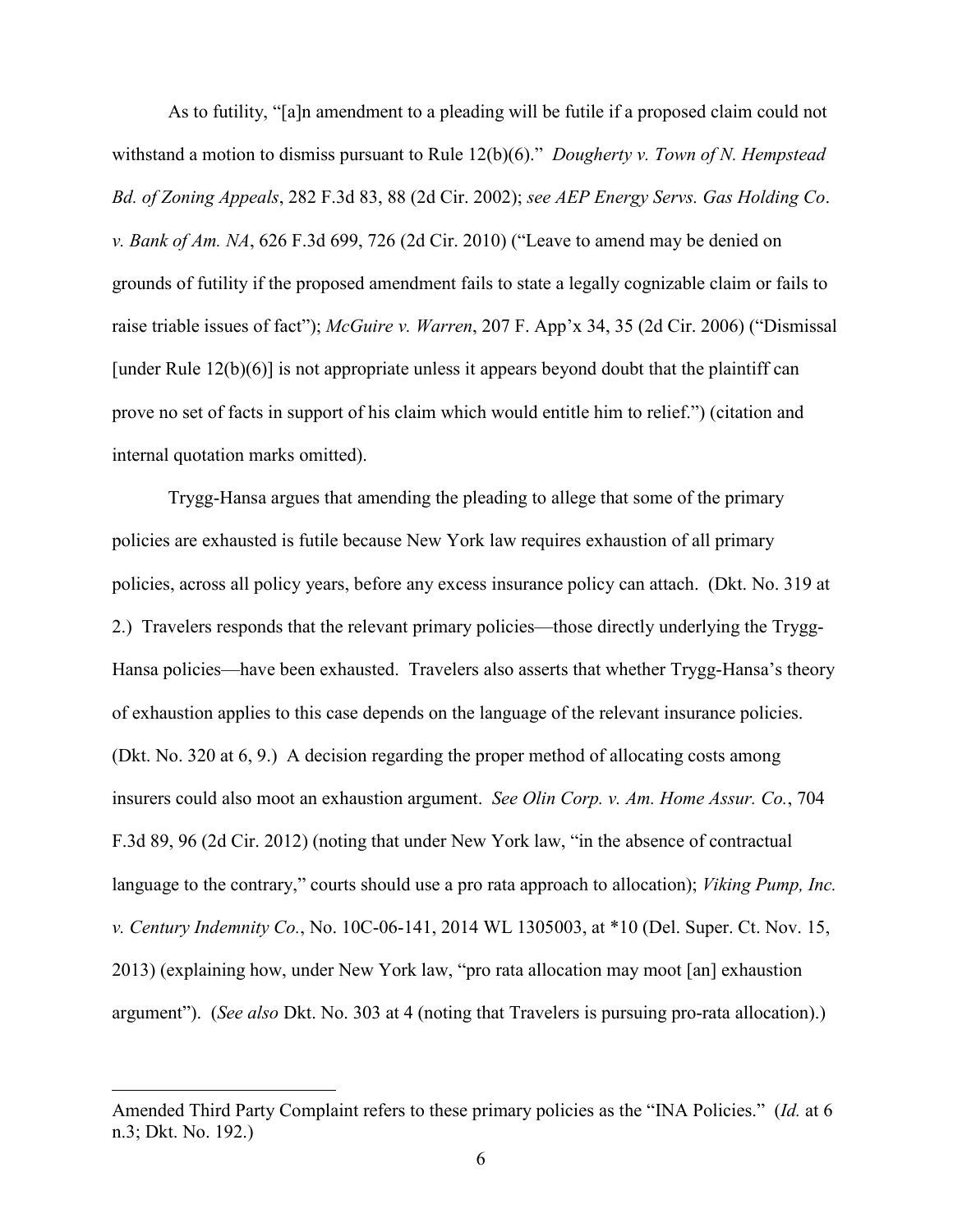As to futility, "[a]n amendment to a pleading will be futile if a proposed claim could not withstand a motion to dismiss pursuant to Rule 12(b)(6)." *Dougherty v. Town of N. Hempstead Bd. of Zoning Appeals*, 282 F.3d 83, 88 (2d Cir. 2002); *see AEP Energy Servs. Gas Holding Co. v. Bank of Am. NA*, 626 F.3d 699, 726 (2d Cir. 2010) ("Leave to amend may be denied on grounds of futility if the proposed amendment fails to state a legally cognizable claim or fails to raise triable issues of fact"); *McGuire v. Warren*, 207 F. App'x 34, 35 (2d Cir. 2006) ("Dismissal [under Rule 12(b)(6)] is not appropriate unless it appears beyond doubt that the plaintiff can prove no set of facts in support of his claim which would entitle him to relief.") (citation and internal quotation marks omitted).

Trygg-Hansa argues that amending the pleading to allege that some of the primary policies are exhausted is futile because New York law requires exhaustion of all primary policies, across all policy years, before any excess insurance policy can attach. (Dkt. No. 319 at 2.) Travelers responds that the relevant primary policies—those directly underlying the Trygg-Hansa policies—have been exhausted. Travelers also asserts that whether Trygg-Hansa's theory of exhaustion applies to this case depends on the language of the relevant insurance policies. (Dkt. No. 320 at 6, 9.) A decision regarding the proper method of allocating costs among insurers could also moot an exhaustion argument. *See Olin Corp. v. Am. Home Assur. Co.*, 704 F.3d 89, 96 (2d Cir. 2012) (noting that under New York law, "in the absence of contractual language to the contrary," courts should use a pro rata approach to allocation); *Viking Pump, Inc. v. Century Indemnity Co.*, No. 10C-06-141, 2014 WL 1305003, at *10 (Del. Super. Ct. Nov. 15, 2013) (explaining how, under New York law, "pro rata allocation may moot [an] exhaustion argument"). (*See also* Dkt. No. 303 at 4 (noting that Travelers is pursuing pro-rata allocation).)

---

Amended Third Party Complaint refers to these primary policies as the "INA Policies." (*Id.* at 6 n.3; Dkt. No. 192.)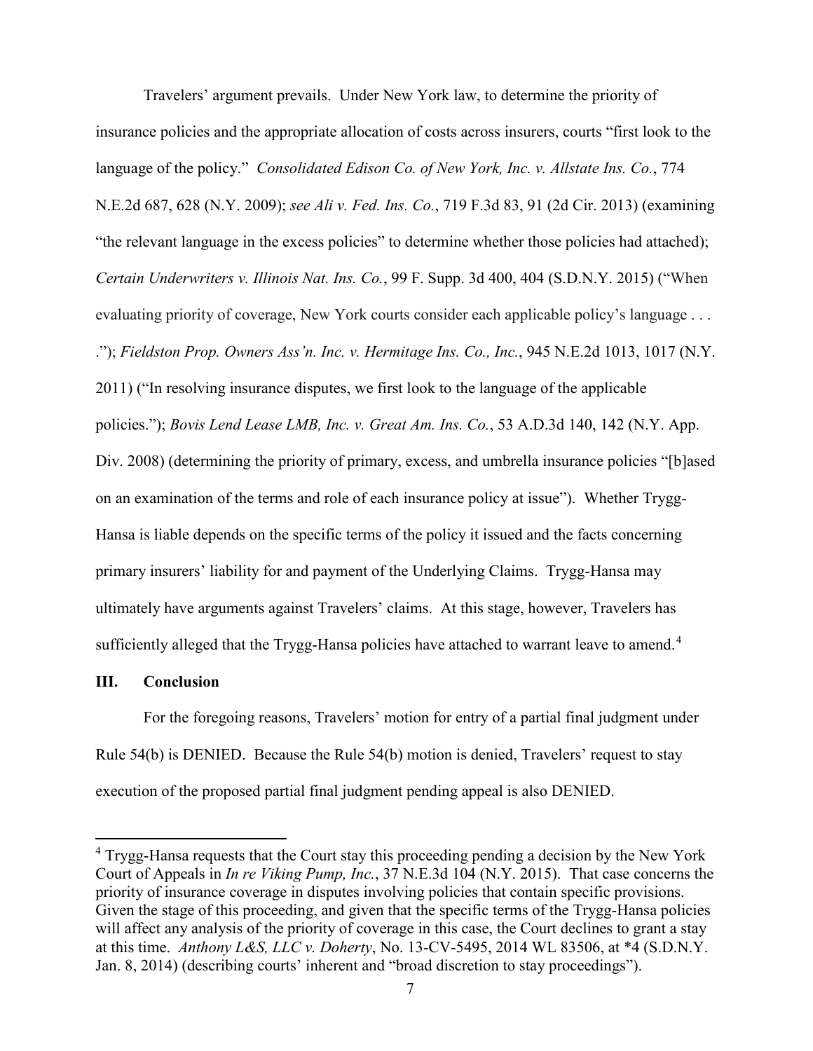Travelers' argument prevails. Under New York law, to determine the priority of insurance policies and the appropriate allocation of costs across insurers, courts "first look to the language of the policy." *Consolidated Edison Co. of New York, Inc. v. Allstate Ins. Co.*, 774 N.E.2d 687, 628 (N.Y. 2009); *see Ali v. Fed. Ins. Co.*, 719 F.3d 83, 91 (2d Cir. 2013) (examining "the relevant language in the excess policies" to determine whether those policies had attached); *Certain Underwriters v. Illinois Nat. Ins. Co.*, 99 F. Supp. 3d 400, 404 (S.D.N.Y. 2015) ("When evaluating priority of coverage, New York courts consider each applicable policy's language . . . ."); *Fieldston Prop. Owners Ass'n. Inc. v. Hermitage Ins. Co., Inc.*, 945 N.E.2d 1013, 1017 (N.Y. 2011) ("In resolving insurance disputes, we first look to the language of the applicable policies."); *Bovis Lend Lease LMB, Inc. v. Great Am. Ins. Co.*, 53 A.D.3d 140, 142 (N.Y. App. Div. 2008) (determining the priority of primary, excess, and umbrella insurance policies "[b]ased on an examination of the terms and role of each insurance policy at issue"). Whether Trygg-Hansa is liable depends on the specific terms of the policy it issued and the facts concerning primary insurers' liability for and payment of the Underlying Claims. Trygg-Hansa may ultimately have arguments against Travelers' claims. At this stage, however, Travelers has sufficiently alleged that the Trygg-Hansa policies have attached to warrant leave to amend.[4]

## III. Conclusion

For the foregoing reasons, Travelers' motion for entry of a partial final judgment under Rule 54(b) is DENIED. Because the Rule 54(b) motion is denied, Travelers' request to stay execution of the proposed partial final judgment pending appeal is also DENIED.

---

[4] Trygg-Hansa requests that the Court stay this proceeding pending a decision by the New York Court of Appeals in *In re Viking Pump, Inc.*, 37 N.E.3d 104 (N.Y. 2015). That case concerns the priority of insurance coverage in disputes involving policies that contain specific provisions. Given the stage of this proceeding, and given that the specific terms of the Trygg-Hansa policies will affect any analysis of the priority of coverage in this case, the Court declines to grant a stay at this time. *Anthony L&S, LLC v. Doherty*, No. 13-CV-5495, 2014 WL 83506, at \*4 (S.D.N.Y. Jan. 8, 2014) (describing courts' inherent and "broad discretion to stay proceedings").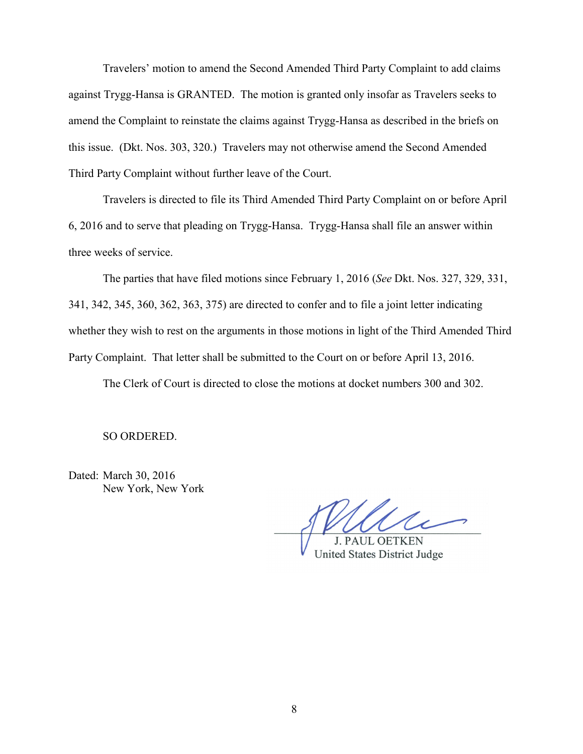Travelers' motion to amend the Second Amended Third Party Complaint to add claims against Trygg-Hansa is GRANTED. The motion is granted only insofar as Travelers seeks to amend the Complaint to reinstate the claims against Trygg-Hansa as described in the briefs on this issue. (Dkt. Nos. 303, 320.) Travelers may not otherwise amend the Second Amended Third Party Complaint without further leave of the Court.

Travelers is directed to file its Third Amended Third Party Complaint on or before April 6, 2016 and to serve that pleading on Trygg-Hansa. Trygg-Hansa shall file an answer within three weeks of service.

The parties that have filed motions since February 1, 2016 (*See* Dkt. Nos. 327, 329, 331, 341, 342, 345, 360, 362, 363, 375) are directed to confer and to file a joint letter indicating whether they wish to rest on the arguments in those motions in light of the Third Amended Third Party Complaint. That letter shall be submitted to the Court on or before April 13, 2016.

The Clerk of Court is directed to close the motions at docket numbers 300 and 302.

SO ORDERED.

Dated: March 30, 2016
New York, New York

J. PAUL OETKEN
United States District Judge